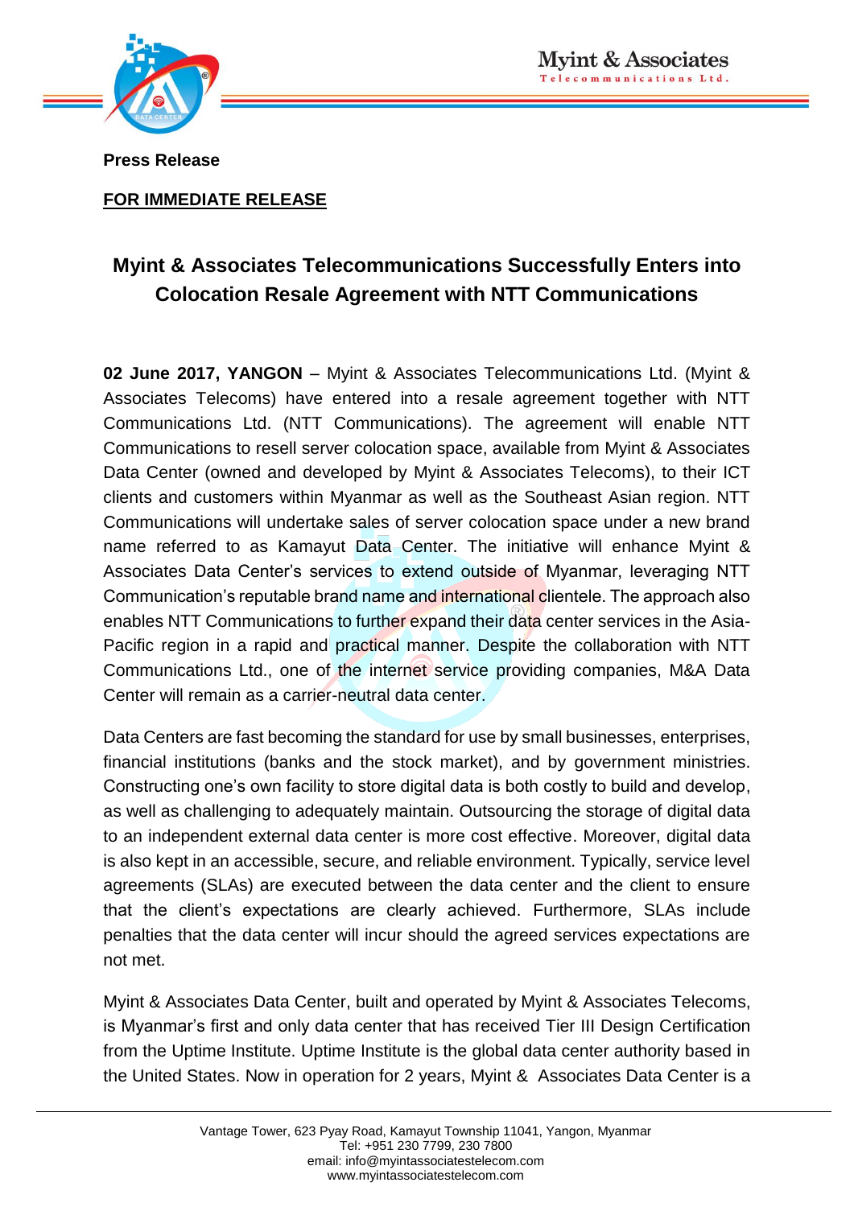**Press Release**

**FOR IMMEDIATE RELEASE**

## Myint & Associates Telecommunications Successfully Enters into Colocation Resale Agreement with NTT Communications

**02 June 2017, YANGON** – Myint & Associates Telecommunications Ltd. (Myint & Associates Telecoms) have entered into a resale agreement together with NTT Communications Ltd. (NTT Communications). The agreement will enable NTT Communications to resell server colocation space, available from Myint & Associates Data Center (owned and developed by Myint & Associates Telecoms), to their ICT clients and customers within Myanmar as well as the Southeast Asian region. NTT Communications will undertake sales of server colocation space under a new brand name referred to as Kamayut Data Center. The initiative will enhance Myint & Associates Data Center's services to extend outside of Myanmar, leveraging NTT Communication's reputable brand name and international clientele. The approach also enables NTT Communications to further expand their data center services in the Asia-Pacific region in a rapid and practical manner. Despite the collaboration with NTT Communications Ltd., one of the internet service providing companies, M&A Data Center will remain as a carrier-neutral data center.

Data Centers are fast becoming the standard for use by small businesses, enterprises, financial institutions (banks and the stock market), and by government ministries. Constructing one's own facility to store digital data is both costly to build and develop, as well as challenging to adequately maintain. Outsourcing the storage of digital data to an independent external data center is more cost effective. Moreover, digital data is also kept in an accessible, secure, and reliable environment. Typically, service level agreements (SLAs) are executed between the data center and the client to ensure that the client's expectations are clearly achieved. Furthermore, SLAs include penalties that the data center will incur should the agreed services expectations are not met.

Myint & Associates Data Center, built and operated by Myint & Associates Telecoms, is Myanmar's first and only data center that has received Tier III Design Certification from the Uptime Institute. Uptime Institute is the global data center authority based in the United States. Now in operation for 2 years, Myint & Associates Data Center is a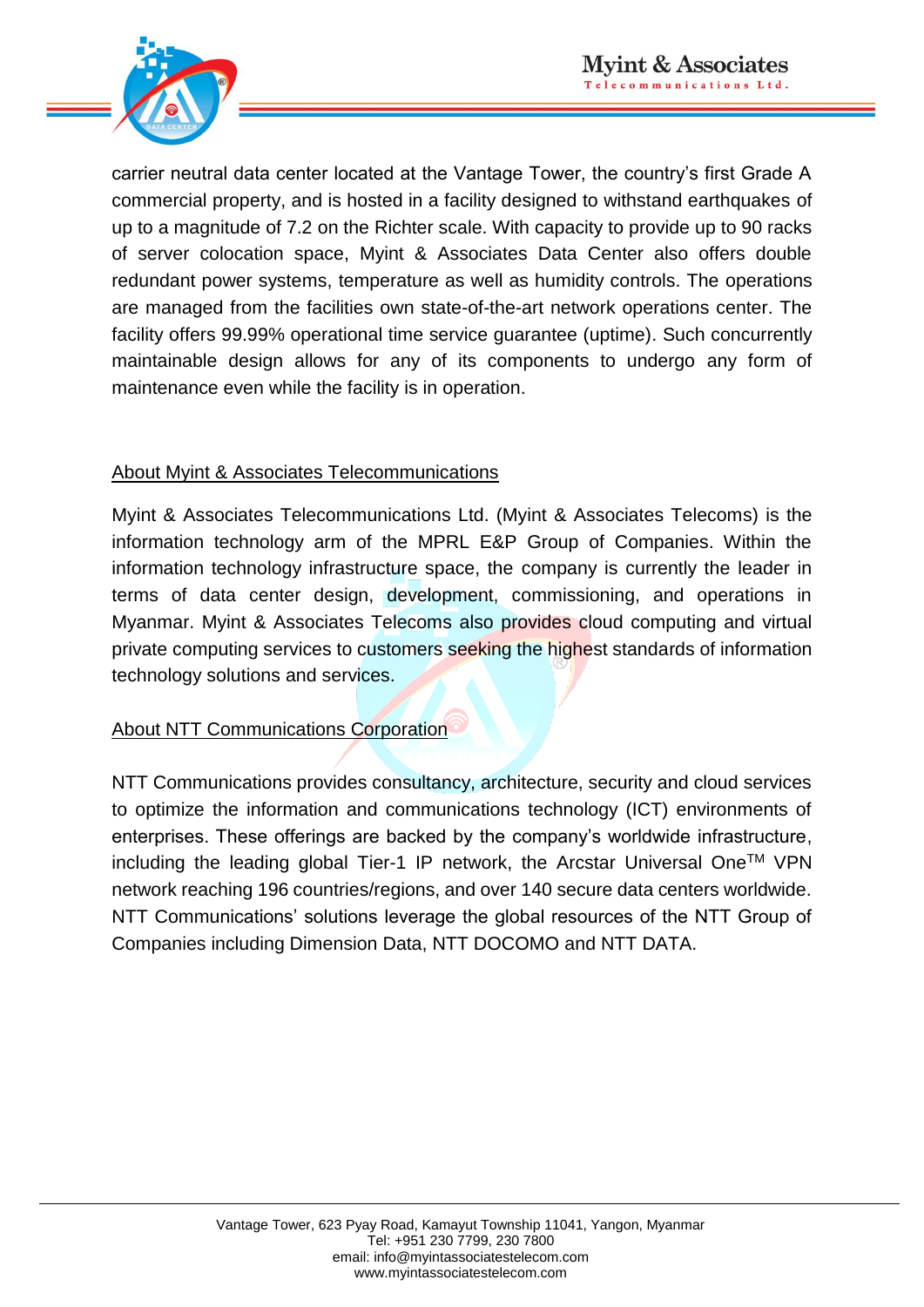carrier neutral data center located at the Vantage Tower, the country's first Grade A commercial property, and is hosted in a facility designed to withstand earthquakes of up to a magnitude of 7.2 on the Richter scale. With capacity to provide up to 90 racks of server colocation space, Myint & Associates Data Center also offers double redundant power systems, temperature as well as humidity controls. The operations are managed from the facilities own state-of-the-art network operations center. The facility offers 99.99% operational time service guarantee (uptime). Such concurrently maintainable design allows for any of its components to undergo any form of maintenance even while the facility is in operation.

## About Myint & Associates Telecommunications

Myint & Associates Telecommunications Ltd. (Myint & Associates Telecoms) is the information technology arm of the MPRL E&P Group of Companies. Within the information technology infrastructure space, the company is currently the leader in terms of data center design, development, commissioning, and operations in Myanmar. Myint & Associates Telecoms also provides cloud computing and virtual private computing services to customers seeking the highest standards of information technology solutions and services.

## About NTT Communications Corporation

NTT Communications provides consultancy, architecture, security and cloud services to optimize the information and communications technology (ICT) environments of enterprises. These offerings are backed by the company's worldwide infrastructure, including the leading global Tier-1 IP network, the Arcstar Universal One™ VPN network reaching 196 countries/regions, and over 140 secure data centers worldwide. NTT Communications' solutions leverage the global resources of the NTT Group of Companies including Dimension Data, NTT DOCOMO and NTT DATA.